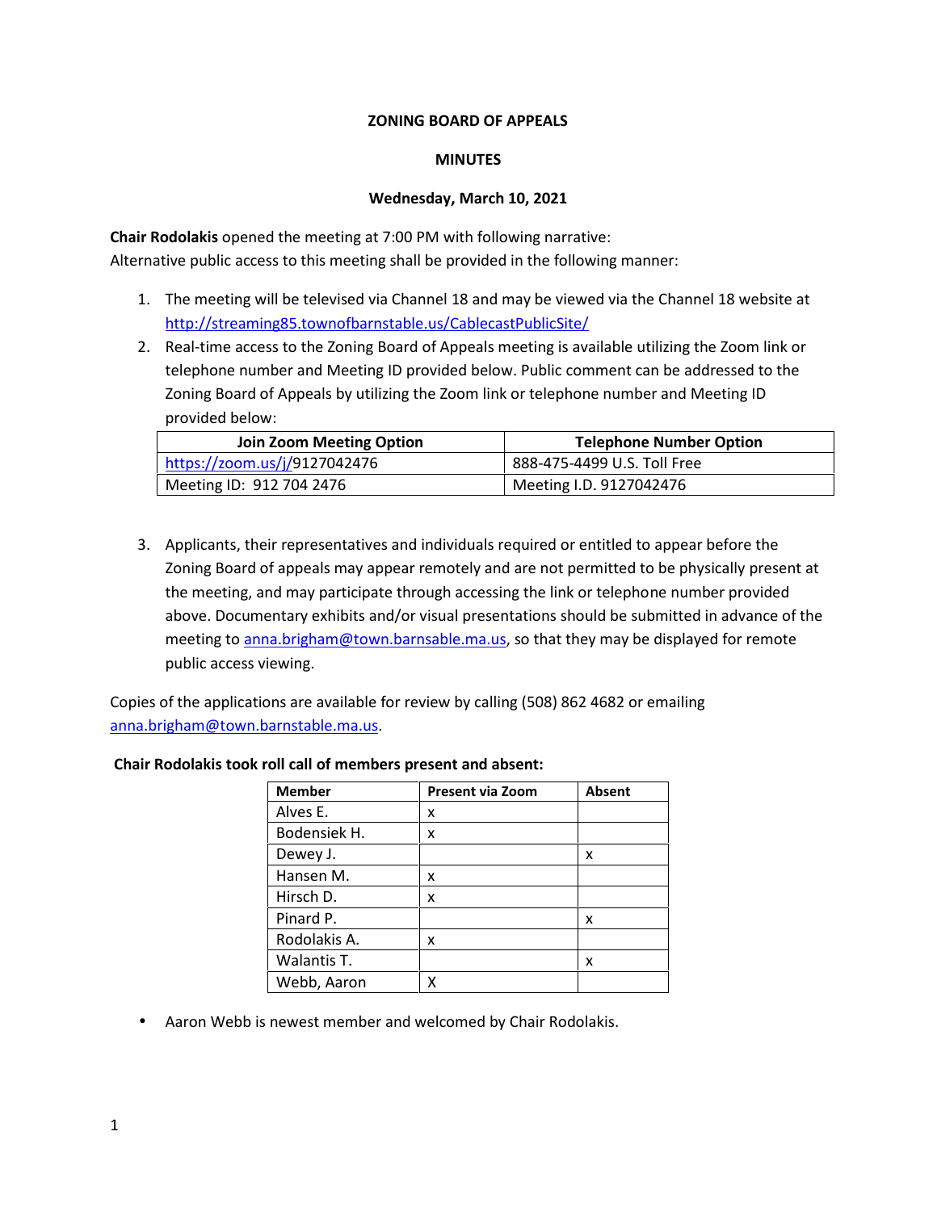**ZONING BOARD OF APPEALS**

**MINUTES**

**Wednesday, March 10, 2021**

**Chair Rodolakis** opened the meeting at 7:00 PM with following narrative:
Alternative public access to this meeting shall be provided in the following manner:

1. The meeting will be televised via Channel 18 and may be viewed via the Channel 18 website at http://streaming85.townofbarnstable.us/CablecastPublicSite/
2. Real-time access to the Zoning Board of Appeals meeting is available utilizing the Zoom link or telephone number and Meeting ID provided below. Public comment can be addressed to the Zoning Board of Appeals by utilizing the Zoom link or telephone number and Meeting ID provided below:

| Join Zoom Meeting Option | Telephone Number Option |
|---|---|
| https://zoom.us/j/9127042476 | 888-475-4499 U.S. Toll Free |
| Meeting ID: 912 704 2476 | Meeting I.D. 9127042476 |

3. Applicants, their representatives and individuals required or entitled to appear before the Zoning Board of appeals may appear remotely and are not permitted to be physically present at the meeting, and may participate through accessing the link or telephone number provided above. Documentary exhibits and/or visual presentations should be submitted in advance of the meeting to anna.brigham@town.barnsable.ma.us, so that they may be displayed for remote public access viewing.

Copies of the applications are available for review by calling (508) 862 4682 or emailing anna.brigham@town.barnsable.ma.us.

**Chair Rodolakis took roll call of members present and absent:**

| Member | Present via Zoom | Absent |
|---|---|---|
| Alves E. | x | |
| Bodensiek H. | x | |
| Dewey J. | | x |
| Hansen M. | x | |
| Hirsch D. | x | |
| Pinard P. | | x |
| Rodolakis A. | x | |
| Walantis T. | | x |
| Webb, Aaron | X | |

- Aaron Webb is newest member and welcomed by Chair Rodolakis.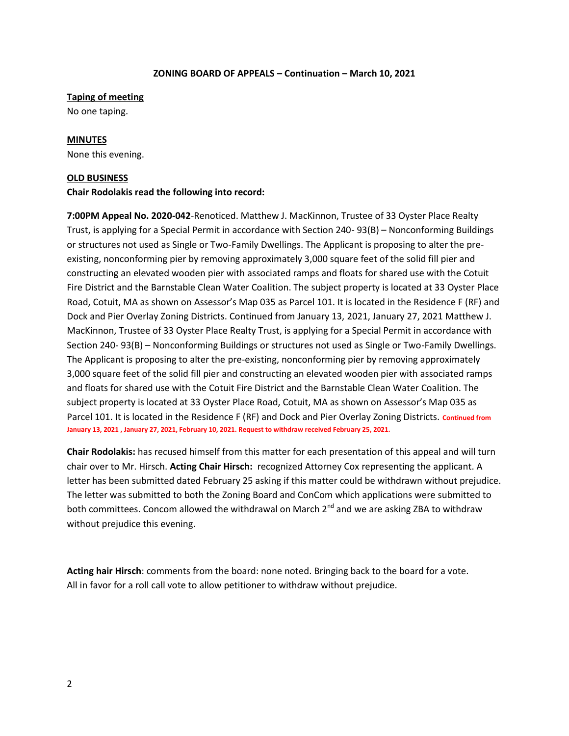**ZONING BOARD OF APPEALS – Continuation – March 10, 2021**

**Taping of meeting**

No one taping.

**MINUTES**

None this evening.

**OLD BUSINESS**

**Chair Rodolakis read the following into record:**

**7:00PM Appeal No. 2020-042**-Renoticed. Matthew J. MacKinnon, Trustee of 33 Oyster Place Realty Trust, is applying for a Special Permit in accordance with Section 240- 93(B) – Nonconforming Buildings or structures not used as Single or Two-Family Dwellings. The Applicant is proposing to alter the pre-existing, nonconforming pier by removing approximately 3,000 square feet of the solid fill pier and constructing an elevated wooden pier with associated ramps and floats for shared use with the Cotuit Fire District and the Barnstable Clean Water Coalition. The subject property is located at 33 Oyster Place Road, Cotuit, MA as shown on Assessor's Map 035 as Parcel 101. It is located in the Residence F (RF) and Dock and Pier Overlay Zoning Districts. Continued from January 13, 2021, January 27, 2021 Matthew J. MacKinnon, Trustee of 33 Oyster Place Realty Trust, is applying for a Special Permit in accordance with Section 240- 93(B) – Nonconforming Buildings or structures not used as Single or Two-Family Dwellings. The Applicant is proposing to alter the pre-existing, nonconforming pier by removing approximately 3,000 square feet of the solid fill pier and constructing an elevated wooden pier with associated ramps and floats for shared use with the Cotuit Fire District and the Barnstable Clean Water Coalition. The subject property is located at 33 Oyster Place Road, Cotuit, MA as shown on Assessor's Map 035 as Parcel 101. It is located in the Residence F (RF) and Dock and Pier Overlay Zoning Districts. **Continued from January 13, 2021 , January 27, 2021, February 10, 2021. Request to withdraw received February 25, 2021.**

**Chair Rodolakis:** has recused himself from this matter for each presentation of this appeal and will turn chair over to Mr. Hirsch. **Acting Chair Hirsch:** recognized Attorney Cox representing the applicant. A letter has been submitted dated February 25 asking if this matter could be withdrawn without prejudice. The letter was submitted to both the Zoning Board and ConCom which applications were submitted to both committees. Concom allowed the withdrawal on March 2nd and we are asking ZBA to withdraw without prejudice this evening.

**Acting hair Hirsch**: comments from the board: none noted. Bringing back to the board for a vote. All in favor for a roll call vote to allow petitioner to withdraw without prejudice.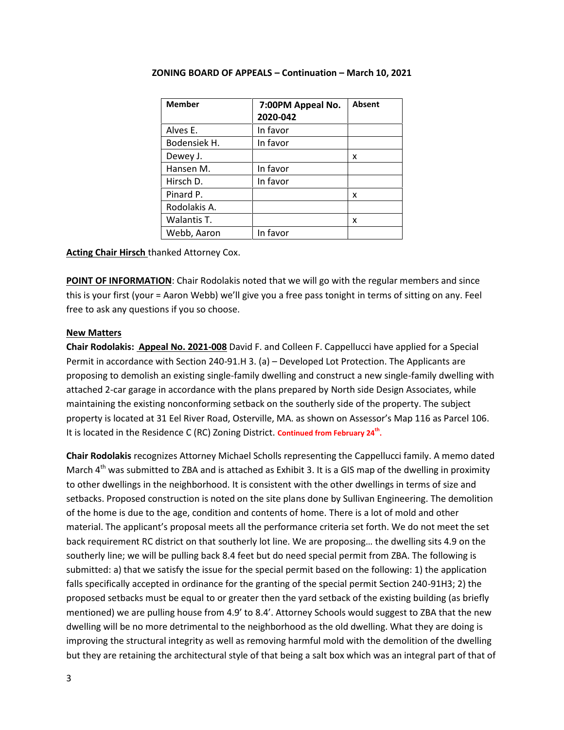**ZONING BOARD OF APPEALS – Continuation – March 10, 2021**

| Member | 7:00PM Appeal No. 2020-042 | Absent |
|---|---|---|
| Alves E. | In favor | |
| Bodensiek H. | In favor | |
| Dewey J. | | x |
| Hansen M. | In favor | |
| Hirsch D. | In favor | |
| Pinard P. | | x |
| Rodolakis A. | | |
| Walantis T. | | x |
| Webb, Aaron | In favor | |

**Acting Chair Hirsch** thanked Attorney Cox.

**POINT OF INFORMATION**: Chair Rodolakis noted that we will go with the regular members and since this is your first (your = Aaron Webb) we'll give you a free pass tonight in terms of sitting on any. Feel free to ask any questions if you so choose.

**New Matters**

**Chair Rodolakis: Appeal No. 2021-008** David F. and Colleen F. Cappellucci have applied for a Special Permit in accordance with Section 240-91.H 3. (a) – Developed Lot Protection. The Applicants are proposing to demolish an existing single-family dwelling and construct a new single-family dwelling with attached 2-car garage in accordance with the plans prepared by North side Design Associates, while maintaining the existing nonconforming setback on the southerly side of the property. The subject property is located at 31 Eel River Road, Osterville, MA. as shown on Assessor's Map 116 as Parcel 106. It is located in the Residence C (RC) Zoning District. **Continued from February 24th.**

**Chair Rodolakis** recognizes Attorney Michael Scholls representing the Cappellucci family. A memo dated March 4th was submitted to ZBA and is attached as Exhibit 3. It is a GIS map of the dwelling in proximity to other dwellings in the neighborhood. It is consistent with the other dwellings in terms of size and setbacks. Proposed construction is noted on the site plans done by Sullivan Engineering. The demolition of the home is due to the age, condition and contents of home. There is a lot of mold and other material. The applicant's proposal meets all the performance criteria set forth. We do not meet the set back requirement RC district on that southerly lot line. We are proposing… the dwelling sits 4.9 on the southerly line; we will be pulling back 8.4 feet but do need special permit from ZBA. The following is submitted: a) that we satisfy the issue for the special permit based on the following: 1) the application falls specifically accepted in ordinance for the granting of the special permit Section 240-91H3; 2) the proposed setbacks must be equal to or greater then the yard setback of the existing building (as briefly mentioned) we are pulling house from 4.9' to 8.4'. Attorney Schools would suggest to ZBA that the new dwelling will be no more detrimental to the neighborhood as the old dwelling. What they are doing is improving the structural integrity as well as removing harmful mold with the demolition of the dwelling but they are retaining the architectural style of that being a salt box which was an integral part of that of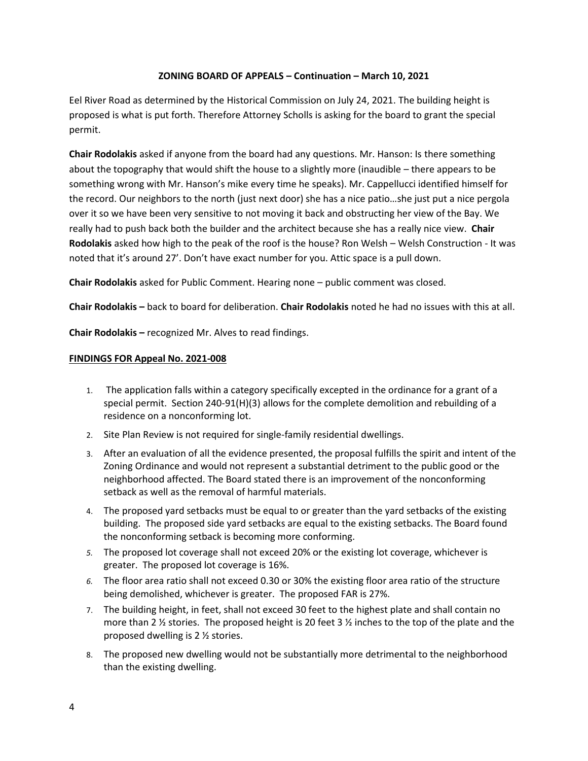**ZONING BOARD OF APPEALS – Continuation – March 10, 2021**

Eel River Road as determined by the Historical Commission on July 24, 2021. The building height is proposed is what is put forth. Therefore Attorney Scholls is asking for the board to grant the special permit.

**Chair Rodolakis** asked if anyone from the board had any questions. Mr. Hanson: Is there something about the topography that would shift the house to a slightly more (inaudible – there appears to be something wrong with Mr. Hanson's mike every time he speaks). Mr. Cappellucci identified himself for the record. Our neighbors to the north (just next door) she has a nice patio…she just put a nice pergola over it so we have been very sensitive to not moving it back and obstructing her view of the Bay. We really had to push back both the builder and the architect because she has a really nice view. **Chair Rodolakis** asked how high to the peak of the roof is the house? Ron Welsh – Welsh Construction - It was noted that it's around 27'. Don't have exact number for you. Attic space is a pull down.

**Chair Rodolakis** asked for Public Comment. Hearing none – public comment was closed.

**Chair Rodolakis –** back to board for deliberation. **Chair Rodolakis** noted he had no issues with this at all.

**Chair Rodolakis –** recognized Mr. Alves to read findings.

**FINDINGS FOR Appeal No. 2021-008**

1. The application falls within a category specifically excepted in the ordinance for a grant of a special permit. Section 240-91(H)(3) allows for the complete demolition and rebuilding of a residence on a nonconforming lot.
2. Site Plan Review is not required for single-family residential dwellings.
3. After an evaluation of all the evidence presented, the proposal fulfills the spirit and intent of the Zoning Ordinance and would not represent a substantial detriment to the public good or the neighborhood affected. The Board stated there is an improvement of the nonconforming setback as well as the removal of harmful materials.
4. The proposed yard setbacks must be equal to or greater than the yard setbacks of the existing building. The proposed side yard setbacks are equal to the existing setbacks. The Board found the nonconforming setback is becoming more conforming.
5. The proposed lot coverage shall not exceed 20% or the existing lot coverage, whichever is greater. The proposed lot coverage is 16%.
6. The floor area ratio shall not exceed 0.30 or 30% the existing floor area ratio of the structure being demolished, whichever is greater. The proposed FAR is 27%.
7. The building height, in feet, shall not exceed 30 feet to the highest plate and shall contain no more than 2 ½ stories. The proposed height is 20 feet 3 ½ inches to the top of the plate and the proposed dwelling is 2 ½ stories.
8. The proposed new dwelling would not be substantially more detrimental to the neighborhood than the existing dwelling.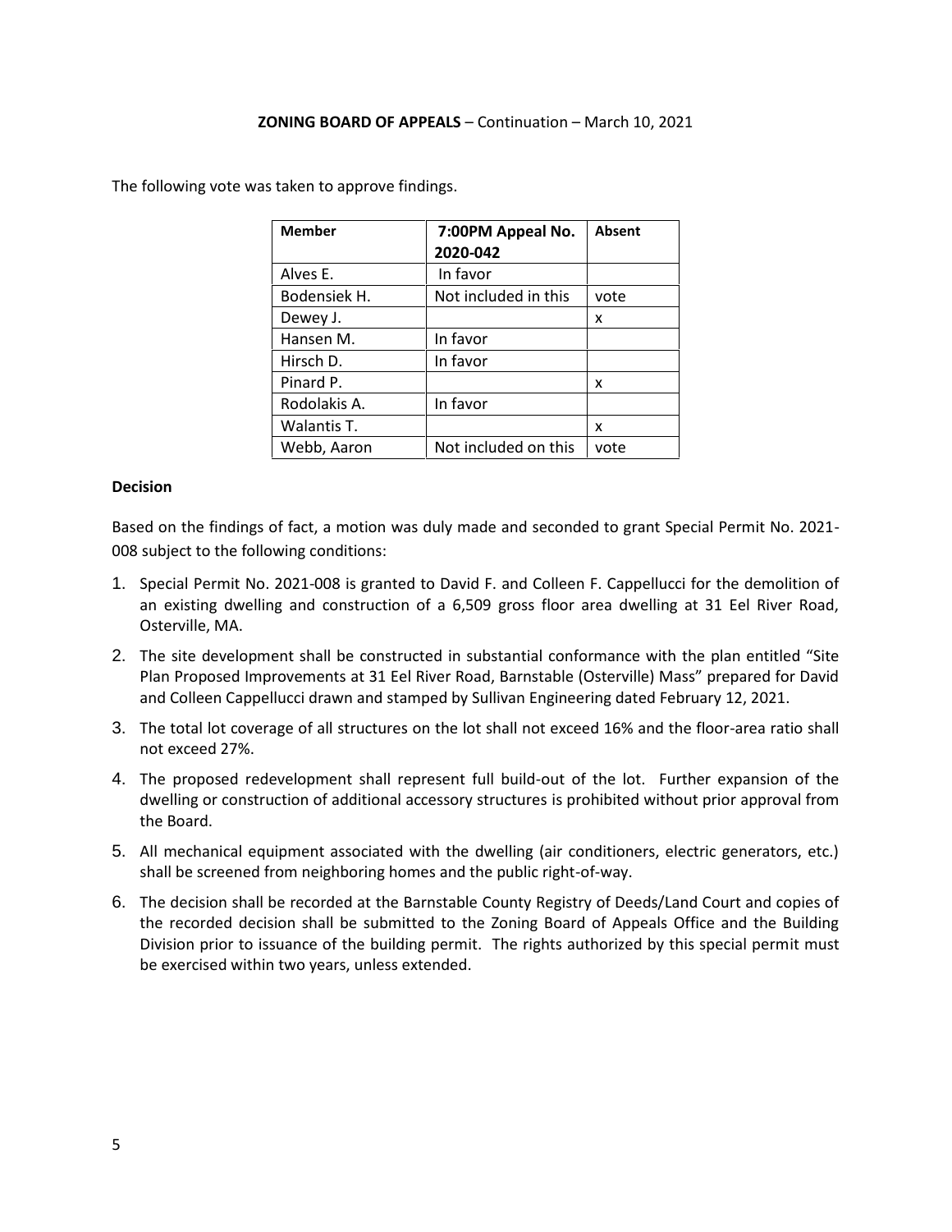**ZONING BOARD OF APPEALS** – Continuation – March 10, 2021

The following vote was taken to approve findings.

| Member | 7:00PM Appeal No. 2020-042 | Absent |
|---|---|---|
| Alves E. | In favor | |
| Bodensiek H. | Not included in this | vote |
| Dewey J. | | x |
| Hansen M. | In favor | |
| Hirsch D. | In favor | |
| Pinard P. | | x |
| Rodolakis A. | In favor | |
| Walantis T. | | x |
| Webb, Aaron | Not included on this | vote |

**Decision**

Based on the findings of fact, a motion was duly made and seconded to grant Special Permit No. 2021-008 subject to the following conditions:

1. Special Permit No. 2021-008 is granted to David F. and Colleen F. Cappellucci for the demolition of an existing dwelling and construction of a 6,509 gross floor area dwelling at 31 Eel River Road, Osterville, MA.
2. The site development shall be constructed in substantial conformance with the plan entitled "Site Plan Proposed Improvements at 31 Eel River Road, Barnstable (Osterville) Mass" prepared for David and Colleen Cappellucci drawn and stamped by Sullivan Engineering dated February 12, 2021.
3. The total lot coverage of all structures on the lot shall not exceed 16% and the floor-area ratio shall not exceed 27%.
4. The proposed redevelopment shall represent full build-out of the lot. Further expansion of the dwelling or construction of additional accessory structures is prohibited without prior approval from the Board.
5. All mechanical equipment associated with the dwelling (air conditioners, electric generators, etc.) shall be screened from neighboring homes and the public right-of-way.
6. The decision shall be recorded at the Barnstable County Registry of Deeds/Land Court and copies of the recorded decision shall be submitted to the Zoning Board of Appeals Office and the Building Division prior to issuance of the building permit. The rights authorized by this special permit must be exercised within two years, unless extended.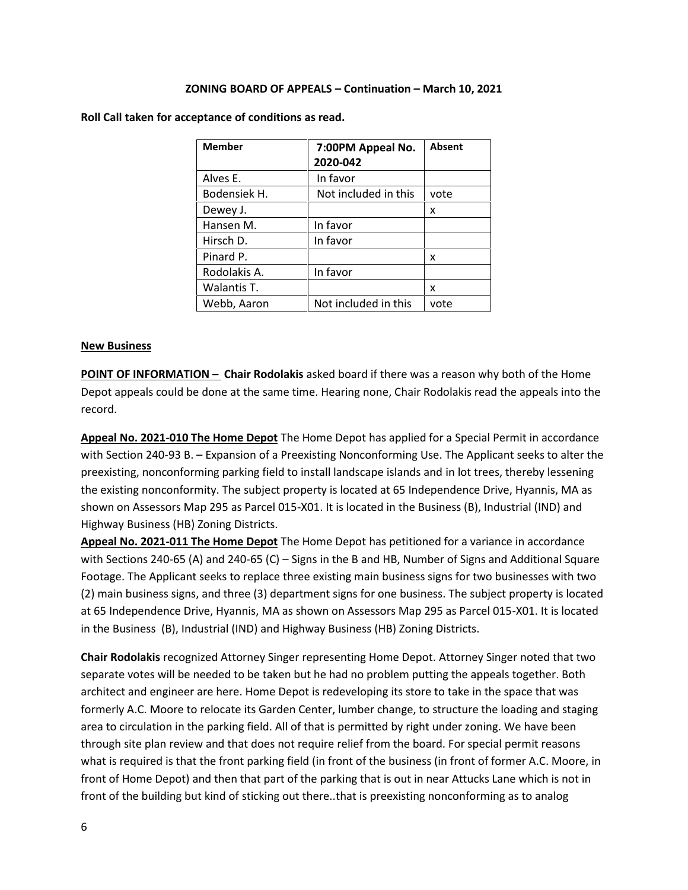**ZONING BOARD OF APPEALS – Continuation – March 10, 2021**

**Roll Call taken for acceptance of conditions as read.**

| Member | 7:00PM Appeal No. 2020-042 | Absent |
|---|---|---|
| Alves E. | In favor | |
| Bodensiek H. | Not included in this | vote |
| Dewey J. | | x |
| Hansen M. | In favor | |
| Hirsch D. | In favor | |
| Pinard P. | | x |
| Rodolakis A. | In favor | |
| Walantis T. | | x |
| Webb, Aaron | Not included in this | vote |

**New Business**

**POINT OF INFORMATION – Chair Rodolakis** asked board if there was a reason why both of the Home Depot appeals could be done at the same time. Hearing none, Chair Rodolakis read the appeals into the record.

**Appeal No. 2021-010 The Home Depot** The Home Depot has applied for a Special Permit in accordance with Section 240-93 B. – Expansion of a Preexisting Nonconforming Use. The Applicant seeks to alter the preexisting, nonconforming parking field to install landscape islands and in lot trees, thereby lessening the existing nonconformity. The subject property is located at 65 Independence Drive, Hyannis, MA as shown on Assessors Map 295 as Parcel 015-X01. It is located in the Business (B), Industrial (IND) and Highway Business (HB) Zoning Districts.

**Appeal No. 2021-011 The Home Depot** The Home Depot has petitioned for a variance in accordance with Sections 240-65 (A) and 240-65 (C) – Signs in the B and HB, Number of Signs and Additional Square Footage. The Applicant seeks to replace three existing main business signs for two businesses with two (2) main business signs, and three (3) department signs for one business. The subject property is located at 65 Independence Drive, Hyannis, MA as shown on Assessors Map 295 as Parcel 015-X01. It is located in the Business (B), Industrial (IND) and Highway Business (HB) Zoning Districts.

**Chair Rodolakis** recognized Attorney Singer representing Home Depot. Attorney Singer noted that two separate votes will be needed to be taken but he had no problem putting the appeals together. Both architect and engineer are here. Home Depot is redeveloping its store to take in the space that was formerly A.C. Moore to relocate its Garden Center, lumber change, to structure the loading and staging area to circulation in the parking field. All of that is permitted by right under zoning. We have been through site plan review and that does not require relief from the board. For special permit reasons what is required is that the front parking field (in front of the business (in front of former A.C. Moore, in front of Home Depot) and then that part of the parking that is out in near Attucks Lane which is not in front of the building but kind of sticking out there..that is preexisting nonconforming as to analog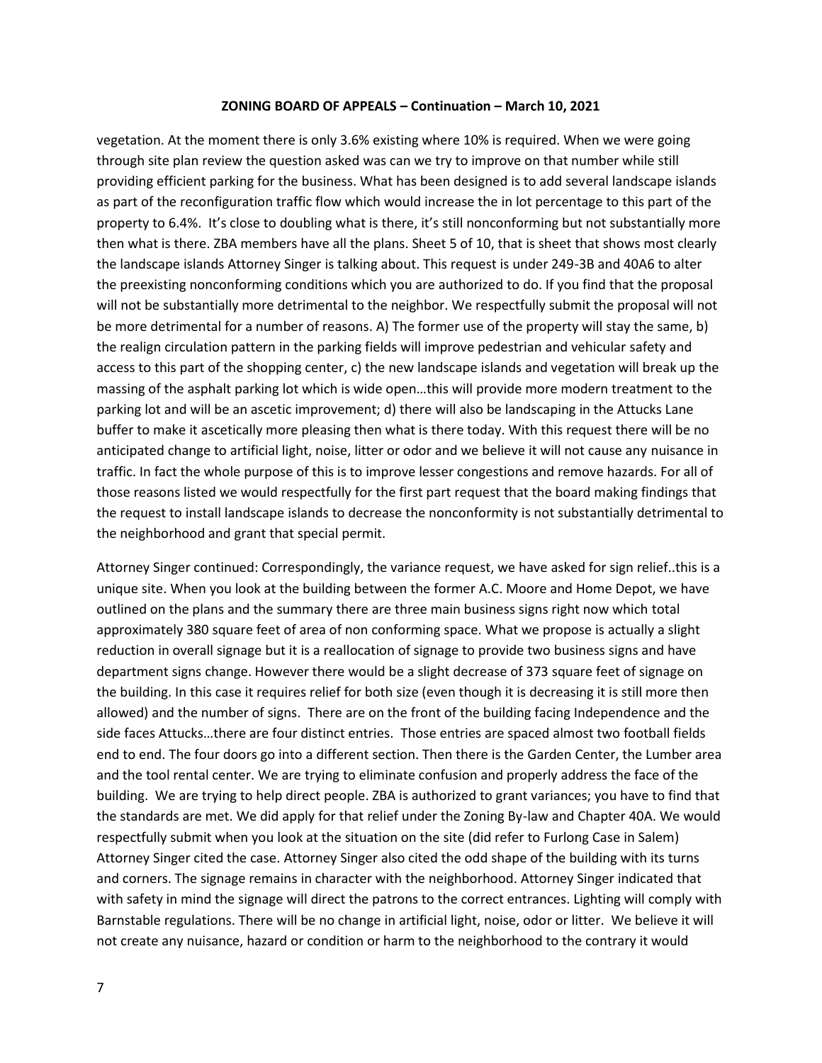vegetation. At the moment there is only 3.6% existing where 10% is required. When we were going through site plan review the question asked was can we try to improve on that number while still providing efficient parking for the business. What has been designed is to add several landscape islands as part of the reconfiguration traffic flow which would increase the in lot percentage to this part of the property to 6.4%. It's close to doubling what is there, it's still nonconforming but not substantially more then what is there. ZBA members have all the plans. Sheet 5 of 10, that is sheet that shows most clearly the landscape islands Attorney Singer is talking about. This request is under 249-3B and 40A6 to alter the preexisting nonconforming conditions which you are authorized to do. If you find that the proposal will not be substantially more detrimental to the neighbor. We respectfully submit the proposal will not be more detrimental for a number of reasons. A) The former use of the property will stay the same, b) the realign circulation pattern in the parking fields will improve pedestrian and vehicular safety and access to this part of the shopping center, c) the new landscape islands and vegetation will break up the massing of the asphalt parking lot which is wide open…this will provide more modern treatment to the parking lot and will be an ascetic improvement; d) there will also be landscaping in the Attucks Lane buffer to make it ascetically more pleasing then what is there today. With this request there will be no anticipated change to artificial light, noise, litter or odor and we believe it will not cause any nuisance in traffic. In fact the whole purpose of this is to improve lesser congestions and remove hazards. For all of those reasons listed we would respectfully for the first part request that the board making findings that the request to install landscape islands to decrease the nonconformity is not substantially detrimental to the neighborhood and grant that special permit.

Attorney Singer continued: Correspondingly, the variance request, we have asked for sign relief..this is a unique site. When you look at the building between the former A.C. Moore and Home Depot, we have outlined on the plans and the summary there are three main business signs right now which total approximately 380 square feet of area of non conforming space. What we propose is actually a slight reduction in overall signage but it is a reallocation of signage to provide two business signs and have department signs change. However there would be a slight decrease of 373 square feet of signage on the building. In this case it requires relief for both size (even though it is decreasing it is still more then allowed) and the number of signs. There are on the front of the building facing Independence and the side faces Attucks…there are four distinct entries. Those entries are spaced almost two football fields end to end. The four doors go into a different section. Then there is the Garden Center, the Lumber area and the tool rental center. We are trying to eliminate confusion and properly address the face of the building. We are trying to help direct people. ZBA is authorized to grant variances; you have to find that the standards are met. We did apply for that relief under the Zoning By-law and Chapter 40A. We would respectfully submit when you look at the situation on the site (did refer to Furlong Case in Salem) Attorney Singer cited the case. Attorney Singer also cited the odd shape of the building with its turns and corners. The signage remains in character with the neighborhood. Attorney Singer indicated that with safety in mind the signage will direct the patrons to the correct entrances. Lighting will comply with Barnstable regulations. There will be no change in artificial light, noise, odor or litter. We believe it will not create any nuisance, hazard or condition or harm to the neighborhood to the contrary it would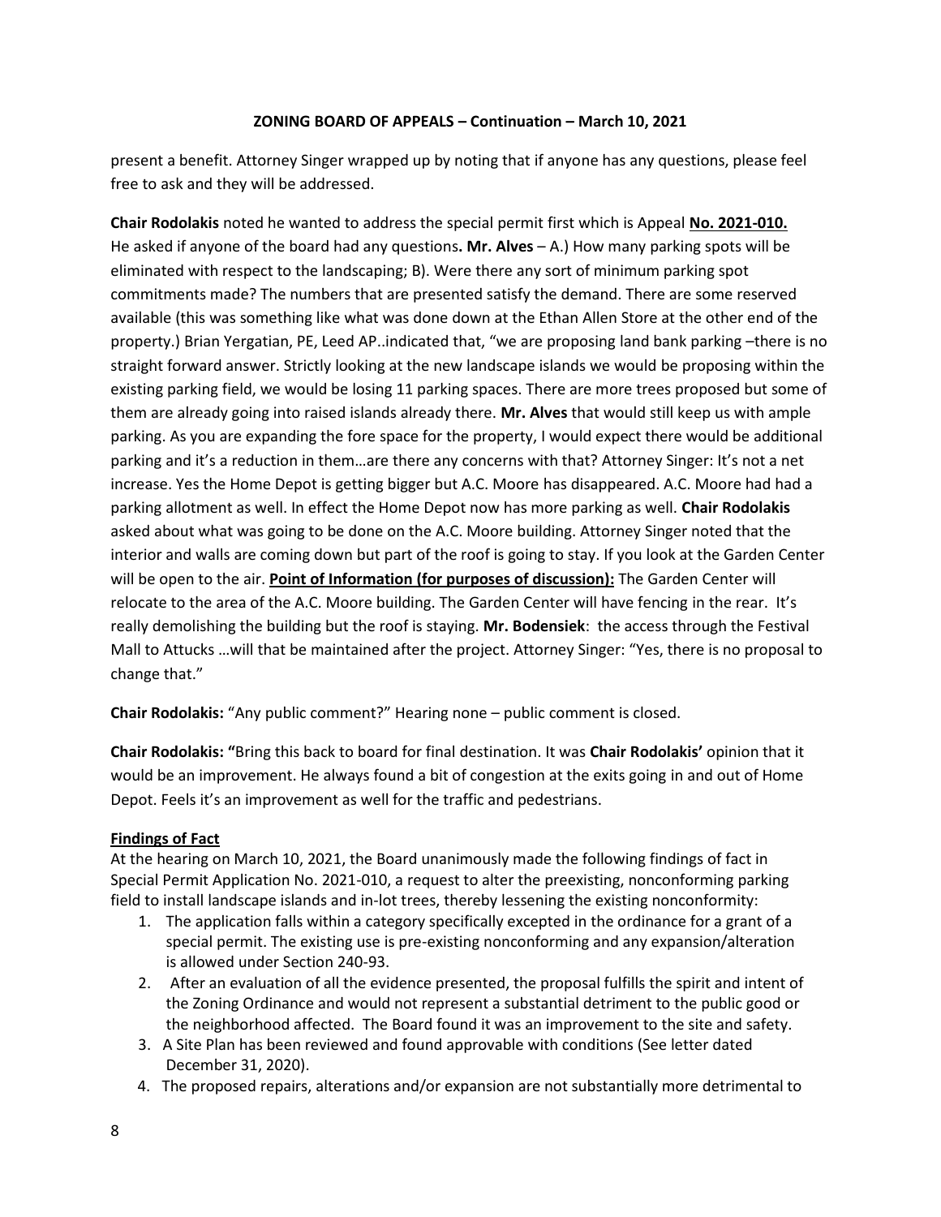present a benefit. Attorney Singer wrapped up by noting that if anyone has any questions, please feel free to ask and they will be addressed.

**Chair Rodolakis** noted he wanted to address the special permit first which is Appeal **No. 2021-010.** He asked if anyone of the board had any questions**. Mr. Alves** – A.) How many parking spots will be eliminated with respect to the landscaping; B). Were there any sort of minimum parking spot commitments made? The numbers that are presented satisfy the demand. There are some reserved available (this was something like what was done down at the Ethan Allen Store at the other end of the property.) Brian Yergatian, PE, Leed AP..indicated that, "we are proposing land bank parking –there is no straight forward answer. Strictly looking at the new landscape islands we would be proposing within the existing parking field, we would be losing 11 parking spaces. There are more trees proposed but some of them are already going into raised islands already there. **Mr. Alves** that would still keep us with ample parking. As you are expanding the fore space for the property, I would expect there would be additional parking and it's a reduction in them…are there any concerns with that? Attorney Singer: It's not a net increase. Yes the Home Depot is getting bigger but A.C. Moore has disappeared. A.C. Moore had had a parking allotment as well. In effect the Home Depot now has more parking as well. **Chair Rodolakis** asked about what was going to be done on the A.C. Moore building. Attorney Singer noted that the interior and walls are coming down but part of the roof is going to stay. If you look at the Garden Center will be open to the air. **Point of Information (for purposes of discussion):** The Garden Center will relocate to the area of the A.C. Moore building. The Garden Center will have fencing in the rear. It's really demolishing the building but the roof is staying. **Mr. Bodensiek**: the access through the Festival Mall to Attucks …will that be maintained after the project. Attorney Singer: "Yes, there is no proposal to change that."

**Chair Rodolakis:** "Any public comment?" Hearing none – public comment is closed.

**Chair Rodolakis: "**Bring this back to board for final destination. It was **Chair Rodolakis'** opinion that it would be an improvement. He always found a bit of congestion at the exits going in and out of Home Depot. Feels it's an improvement as well for the traffic and pedestrians.

**Findings of Fact**

At the hearing on March 10, 2021, the Board unanimously made the following findings of fact in Special Permit Application No. 2021-010, a request to alter the preexisting, nonconforming parking field to install landscape islands and in-lot trees, thereby lessening the existing nonconformity:

1. The application falls within a category specifically excepted in the ordinance for a grant of a special permit. The existing use is pre-existing nonconforming and any expansion/alteration is allowed under Section 240-93.
2. After an evaluation of all the evidence presented, the proposal fulfills the spirit and intent of the Zoning Ordinance and would not represent a substantial detriment to the public good or the neighborhood affected. The Board found it was an improvement to the site and safety.
3. A Site Plan has been reviewed and found approvable with conditions (See letter dated December 31, 2020).
4. The proposed repairs, alterations and/or expansion are not substantially more detrimental to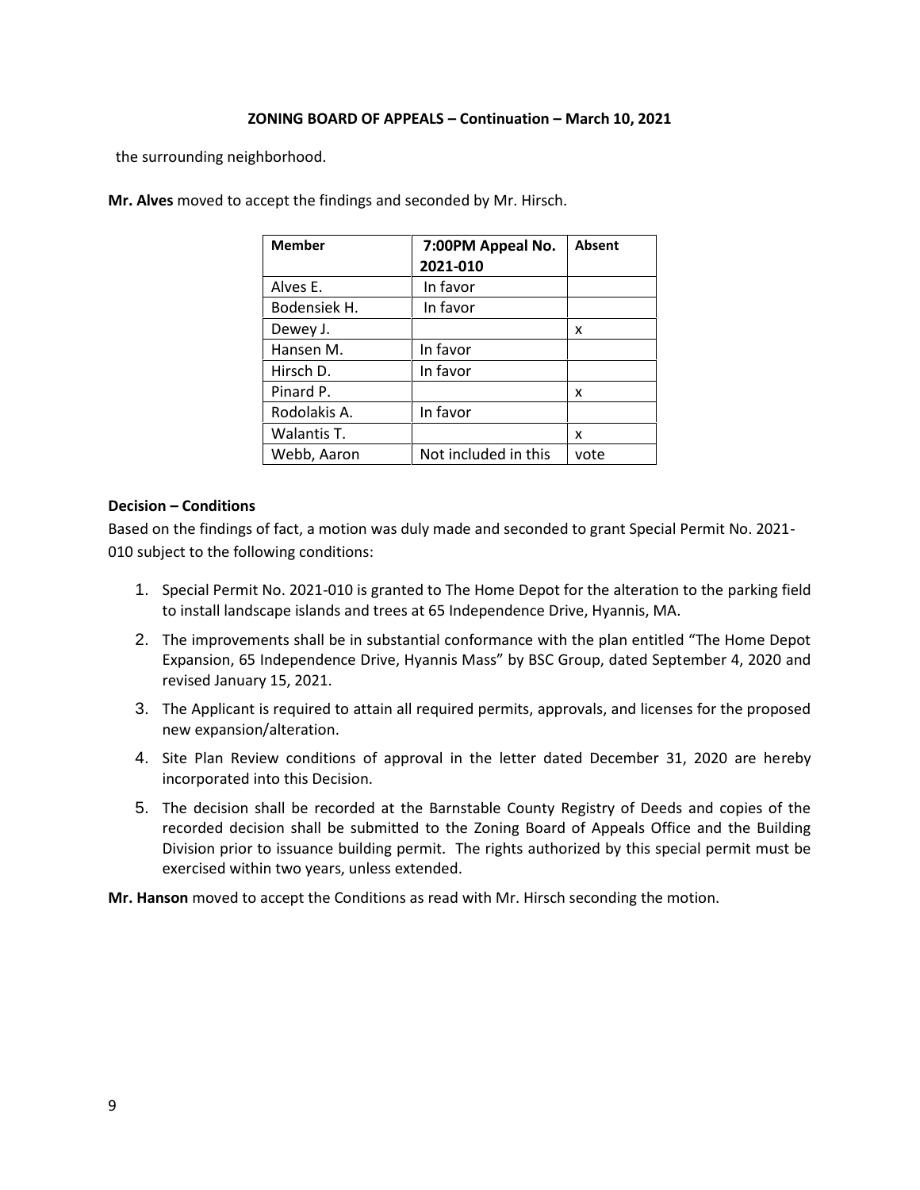## ZONING BOARD OF APPEALS – Continuation – March 10, 2021

the surrounding neighborhood.

**Mr. Alves** moved to accept the findings and seconded by Mr. Hirsch.

| Member | 7:00PM Appeal No. 2021-010 | Absent |
|---|---|---|
| Alves E. | In favor | |
| Bodensiek H. | In favor | |
| Dewey J. | | x |
| Hansen M. | In favor | |
| Hirsch D. | In favor | |
| Pinard P. | | x |
| Rodolakis A. | In favor | |
| Walantis T. | | x |
| Webb, Aaron | Not included in this | vote |

**Decision – Conditions**

Based on the findings of fact, a motion was duly made and seconded to grant Special Permit No. 2021-010 subject to the following conditions:

1. Special Permit No. 2021-010 is granted to The Home Depot for the alteration to the parking field to install landscape islands and trees at 65 Independence Drive, Hyannis, MA.
2. The improvements shall be in substantial conformance with the plan entitled "The Home Depot Expansion, 65 Independence Drive, Hyannis Mass" by BSC Group, dated September 4, 2020 and revised January 15, 2021.
3. The Applicant is required to attain all required permits, approvals, and licenses for the proposed new expansion/alteration.
4. Site Plan Review conditions of approval in the letter dated December 31, 2020 are hereby incorporated into this Decision.
5. The decision shall be recorded at the Barnstable County Registry of Deeds and copies of the recorded decision shall be submitted to the Zoning Board of Appeals Office and the Building Division prior to issuance building permit. The rights authorized by this special permit must be exercised within two years, unless extended.

**Mr. Hanson** moved to accept the Conditions as read with Mr. Hirsch seconding the motion.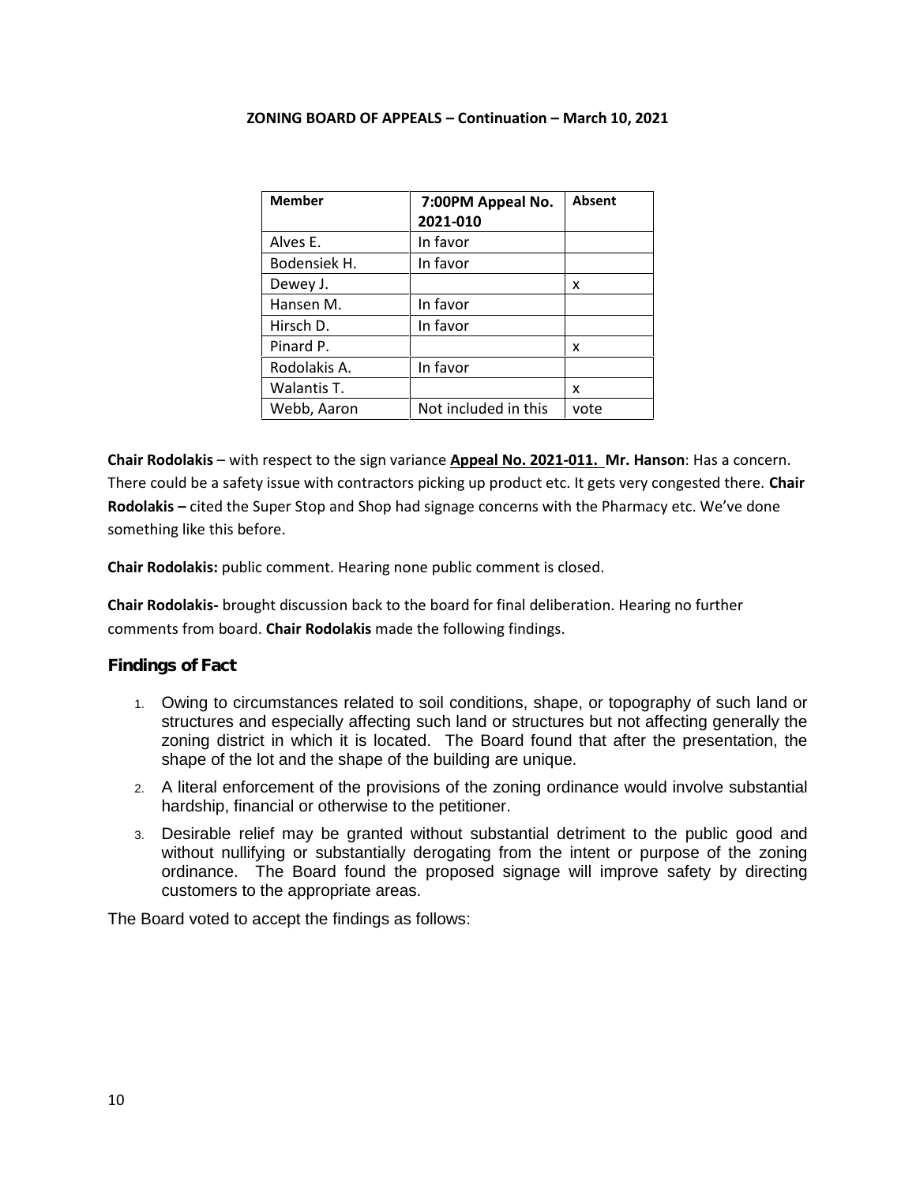**ZONING BOARD OF APPEALS – Continuation – March 10, 2021**

| Member | 7:00PM Appeal No. 2021-010 | Absent |
|---|---|---|
| Alves E. | In favor | |
| Bodensiek H. | In favor | |
| Dewey J. | | x |
| Hansen M. | In favor | |
| Hirsch D. | In favor | |
| Pinard P. | | x |
| Rodolakis A. | In favor | |
| Walantis T. | | x |
| Webb, Aaron | Not included in this | vote |

**Chair Rodolakis** – with respect to the sign variance **Appeal No. 2021-011. Mr. Hanson**: Has a concern. There could be a safety issue with contractors picking up product etc. It gets very congested there. **Chair Rodolakis –** cited the Super Stop and Shop had signage concerns with the Pharmacy etc. We've done something like this before.

**Chair Rodolakis:** public comment. Hearing none public comment is closed.

**Chair Rodolakis-** brought discussion back to the board for final deliberation. Hearing no further comments from board. **Chair Rodolakis** made the following findings.

### Findings of Fact

1. Owing to circumstances related to soil conditions, shape, or topography of such land or structures and especially affecting such land or structures but not affecting generally the zoning district in which it is located. The Board found that after the presentation, the shape of the lot and the shape of the building are unique.
2. A literal enforcement of the provisions of the zoning ordinance would involve substantial hardship, financial or otherwise to the petitioner.
3. Desirable relief may be granted without substantial detriment to the public good and without nullifying or substantially derogating from the intent or purpose of the zoning ordinance. The Board found the proposed signage will improve safety by directing customers to the appropriate areas.

The Board voted to accept the findings as follows: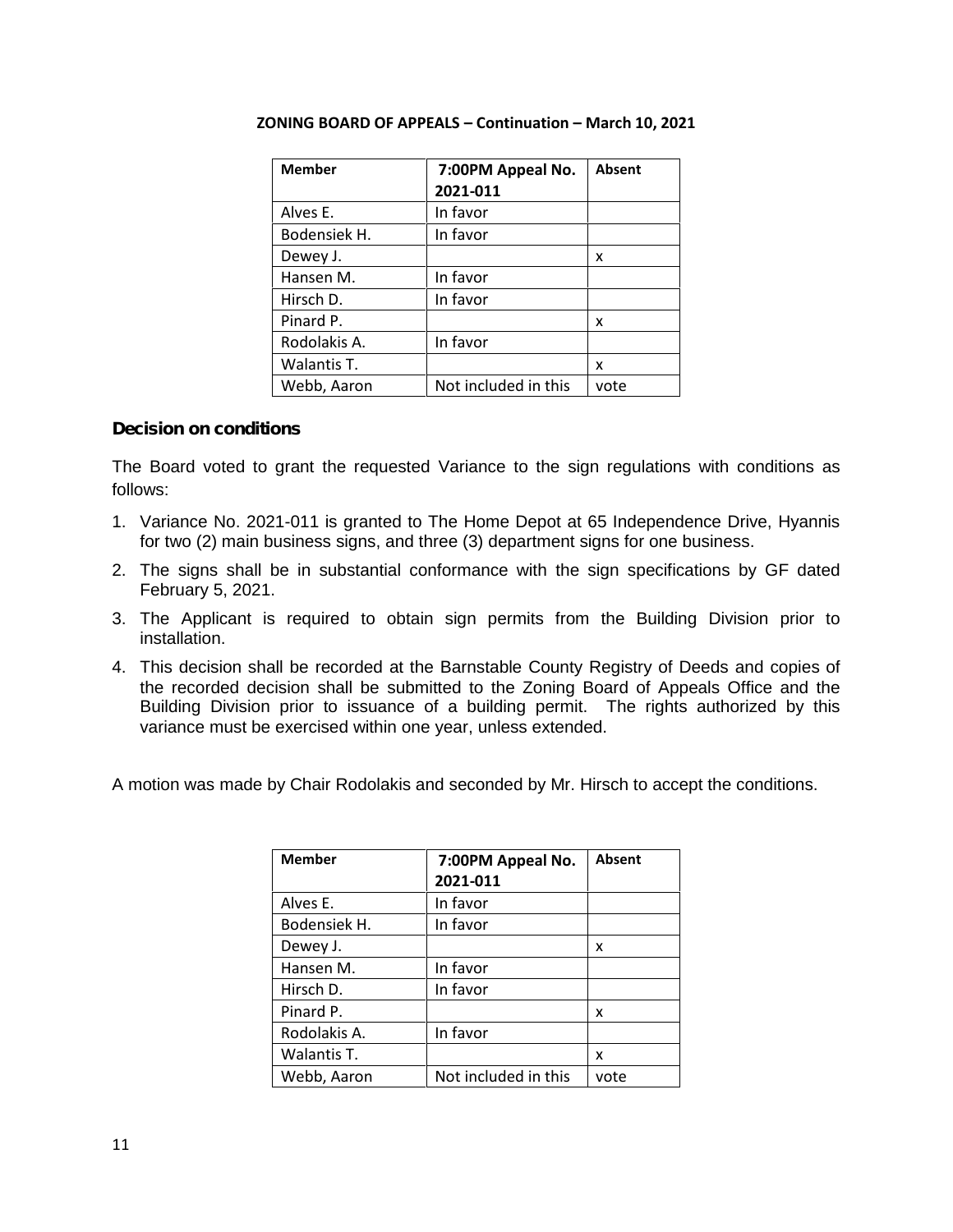**ZONING BOARD OF APPEALS – Continuation – March 10, 2021**

| Member | 7:00PM Appeal No. 2021-011 | Absent |
|---|---|---|
| Alves E. | In favor | |
| Bodensiek H. | In favor | |
| Dewey J. | | x |
| Hansen M. | In favor | |
| Hirsch D. | In favor | |
| Pinard P. | | x |
| Rodolakis A. | In favor | |
| Walantis T. | | x |
| Webb, Aaron | Not included in this | vote |

**Decision on conditions**

The Board voted to grant the requested Variance to the sign regulations with conditions as follows:

1. Variance No. 2021-011 is granted to The Home Depot at 65 Independence Drive, Hyannis for two (2) main business signs, and three (3) department signs for one business.
2. The signs shall be in substantial conformance with the sign specifications by GF dated February 5, 2021.
3. The Applicant is required to obtain sign permits from the Building Division prior to installation.
4. This decision shall be recorded at the Barnstable County Registry of Deeds and copies of the recorded decision shall be submitted to the Zoning Board of Appeals Office and the Building Division prior to issuance of a building permit. The rights authorized by this variance must be exercised within one year, unless extended.

A motion was made by Chair Rodolakis and seconded by Mr. Hirsch to accept the conditions.

| Member | 7:00PM Appeal No. 2021-011 | Absent |
|---|---|---|
| Alves E. | In favor | |
| Bodensiek H. | In favor | |
| Dewey J. | | x |
| Hansen M. | In favor | |
| Hirsch D. | In favor | |
| Pinard P. | | x |
| Rodolakis A. | In favor | |
| Walantis T. | | x |
| Webb, Aaron | Not included in this | vote |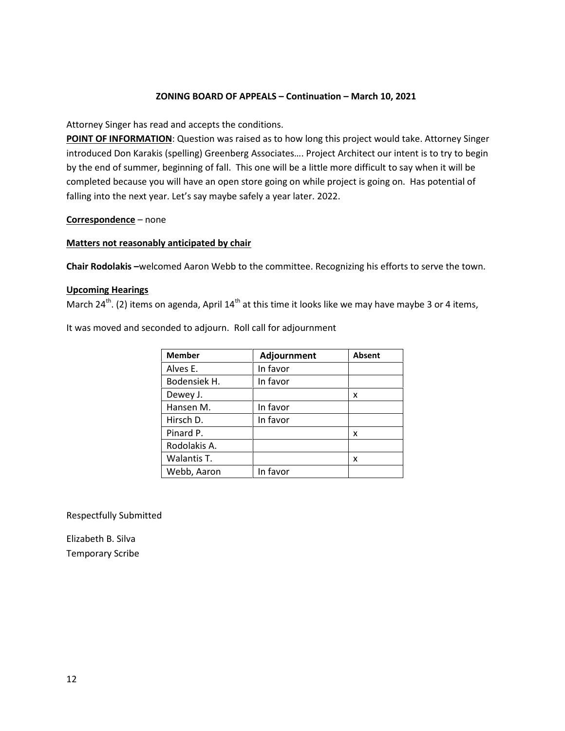**ZONING BOARD OF APPEALS – Continuation – March 10, 2021**

Attorney Singer has read and accepts the conditions.

**POINT OF INFORMATION**: Question was raised as to how long this project would take. Attorney Singer introduced Don Karakis (spelling) Greenberg Associates…. Project Architect our intent is to try to begin by the end of summer, beginning of fall. This one will be a little more difficult to say when it will be completed because you will have an open store going on while project is going on. Has potential of falling into the next year. Let's say maybe safely a year later. 2022.

**Correspondence** – none

**Matters not reasonably anticipated by chair**

**Chair Rodolakis –**welcomed Aaron Webb to the committee. Recognizing his efforts to serve the town.

**Upcoming Hearings**

March 24th. (2) items on agenda, April 14th at this time it looks like we may have maybe 3 or 4 items,

It was moved and seconded to adjourn. Roll call for adjournment

| Member | Adjournment | Absent |
|---|---|---|
| Alves E. | In favor | |
| Bodensiek H. | In favor | |
| Dewey J. | | x |
| Hansen M. | In favor | |
| Hirsch D. | In favor | |
| Pinard P. | | x |
| Rodolakis A. | | |
| Walantis T. | | x |
| Webb, Aaron | In favor | |

Respectfully Submitted

Elizabeth B. Silva
Temporary Scribe